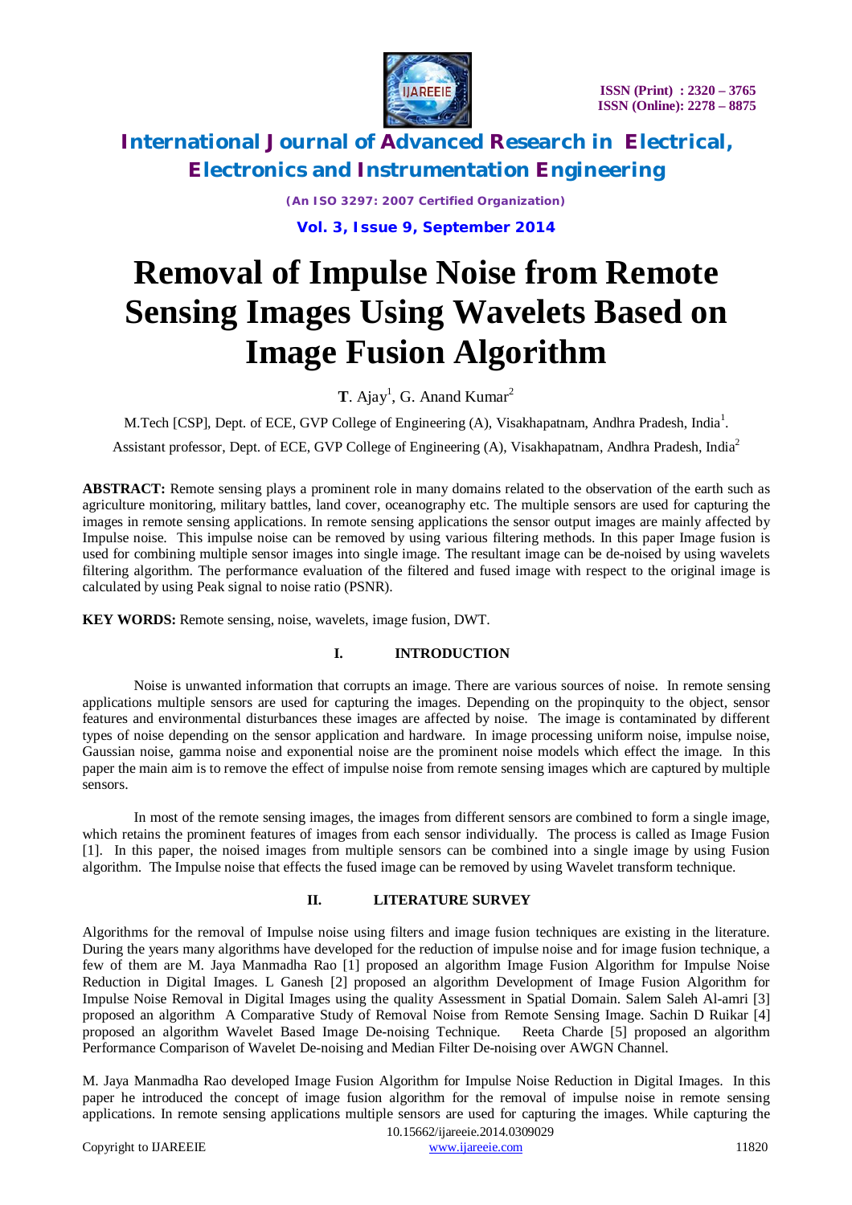# Removal of Impulse Noise from Remote Sensing Images Using Wavelets Based on Image Fusion Algorithm

**T**. Ajay[1], G. Anand Kumar[2]

M.Tech [CSP], Dept. of ECE, GVP College of Engineering (A), Visakhapatnam, Andhra Pradesh, India[1].

Assistant professor, Dept. of ECE, GVP College of Engineering (A), Visakhapatnam, Andhra Pradesh, India[2]

**ABSTRACT:** Remote sensing plays a prominent role in many domains related to the observation of the earth such as agriculture monitoring, military battles, land cover, oceanography etc. The multiple sensors are used for capturing the images in remote sensing applications. In remote sensing applications the sensor output images are mainly affected by Impulse noise. This impulse noise can be removed by using various filtering methods. In this paper Image fusion is used for combining multiple sensor images into single image. The resultant image can be de-noised by using wavelets filtering algorithm. The performance evaluation of the filtered and fused image with respect to the original image is calculated by using Peak signal to noise ratio (PSNR).

**KEY WORDS:** Remote sensing, noise, wavelets, image fusion, DWT.

## I. INTRODUCTION

Noise is unwanted information that corrupts an image. There are various sources of noise. In remote sensing applications multiple sensors are used for capturing the images. Depending on the propinquity to the object, sensor features and environmental disturbances these images are affected by noise. The image is contaminated by different types of noise depending on the sensor application and hardware. In image processing uniform noise, impulse noise, Gaussian noise, gamma noise and exponential noise are the prominent noise models which effect the image. In this paper the main aim is to remove the effect of impulse noise from remote sensing images which are captured by multiple sensors.

In most of the remote sensing images, the images from different sensors are combined to form a single image, which retains the prominent features of images from each sensor individually. The process is called as Image Fusion [1]. In this paper, the noised images from multiple sensors can be combined into a single image by using Fusion algorithm. The Impulse noise that effects the fused image can be removed by using Wavelet transform technique.

## II. LITERATURE SURVEY

Algorithms for the removal of Impulse noise using filters and image fusion techniques are existing in the literature. During the years many algorithms have developed for the reduction of impulse noise and for image fusion technique, a few of them are M. Jaya Manmadha Rao [1] proposed an algorithm Image Fusion Algorithm for Impulse Noise Reduction in Digital Images. L Ganesh [2] proposed an algorithm Development of Image Fusion Algorithm for Impulse Noise Removal in Digital Images using the quality Assessment in Spatial Domain. Salem Saleh Al-amri [3] proposed an algorithm A Comparative Study of Removal Noise from Remote Sensing Image. Sachin D Ruikar [4] proposed an algorithm Wavelet Based Image De-noising Technique. Reeta Charde [5] proposed an algorithm Performance Comparison of Wavelet De-noising and Median Filter De-noising over AWGN Channel.

M. Jaya Manmadha Rao developed Image Fusion Algorithm for Impulse Noise Reduction in Digital Images. In this paper he introduced the concept of image fusion algorithm for the removal of impulse noise in remote sensing applications. In remote sensing applications multiple sensors are used for capturing the images. While capturing the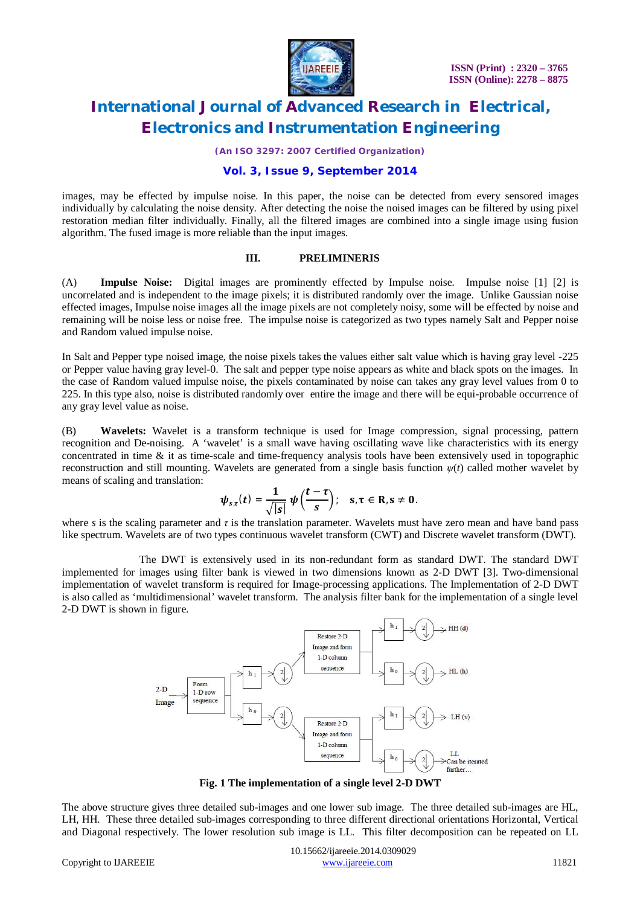images, may be effected by impulse noise. In this paper, the noise can be detected from every sensored images individually by calculating the noise density. After detecting the noise the noised images can be filtered by using pixel restoration median filter individually. Finally, all the filtered images are combined into a single image using fusion algorithm. The fused image is more reliable than the input images.

## III. PRELIMINERIS

(A) **Impulse Noise:** Digital images are prominently effected by Impulse noise. Impulse noise [1] [2] is uncorrelated and is independent to the image pixels; it is distributed randomly over the image. Unlike Gaussian noise effected images, Impulse noise images all the image pixels are not completely noisy, some will be effected by noise and remaining will be noise less or noise free. The impulse noise is categorized as two types namely Salt and Pepper noise and Random valued impulse noise.

In Salt and Pepper type noised image, the noise pixels takes the values either salt value which is having gray level -225 or Pepper value having gray level-0. The salt and pepper type noise appears as white and black spots on the images. In the case of Random valued impulse noise, the pixels contaminated by noise can takes any gray level values from 0 to 225. In this type also, noise is distributed randomly over entire the image and there will be equi-probable occurrence of any gray level value as noise.

(B) **Wavelets:** Wavelet is a transform technique is used for Image compression, signal processing, pattern recognition and De-noising. A 'wavelet' is a small wave having oscillating wave like characteristics with its energy concentrated in time & it as time-scale and time-frequency analysis tools have been extensively used in topographic reconstruction and still mounting. Wavelets are generated from a single basis function $\psi(t)$ called mother wavelet by means of scaling and translation:

$$\psi_{s,\tau}(t) = \frac{1}{\sqrt{|s|}}\,\psi\left(\frac{t-\tau}{s}\right); \quad s,\tau \in \mathbf{R}, s \neq 0.$$

where $s$ is the scaling parameter and $\tau$ is the translation parameter. Wavelets must have zero mean and have band pass like spectrum. Wavelets are of two types continuous wavelet transform (CWT) and Discrete wavelet transform (DWT).

The DWT is extensively used in its non-redundant form as standard DWT. The standard DWT implemented for images using filter bank is viewed in two dimensions known as 2-D DWT [3]. Two-dimensional implementation of wavelet transform is required for Image-processing applications. The Implementation of 2-D DWT is also called as 'multidimensional' wavelet transform. The analysis filter bank for the implementation of a single level 2-D DWT is shown in figure.

**Fig. 1 The implementation of a single level 2-D DWT**

The above structure gives three detailed sub-images and one lower sub image. The three detailed sub-images are HL, LH, HH. These three detailed sub-images corresponding to three different directional orientations Horizontal, Vertical and Diagonal respectively. The lower resolution sub image is LL. This filter decomposition can be repeated on LL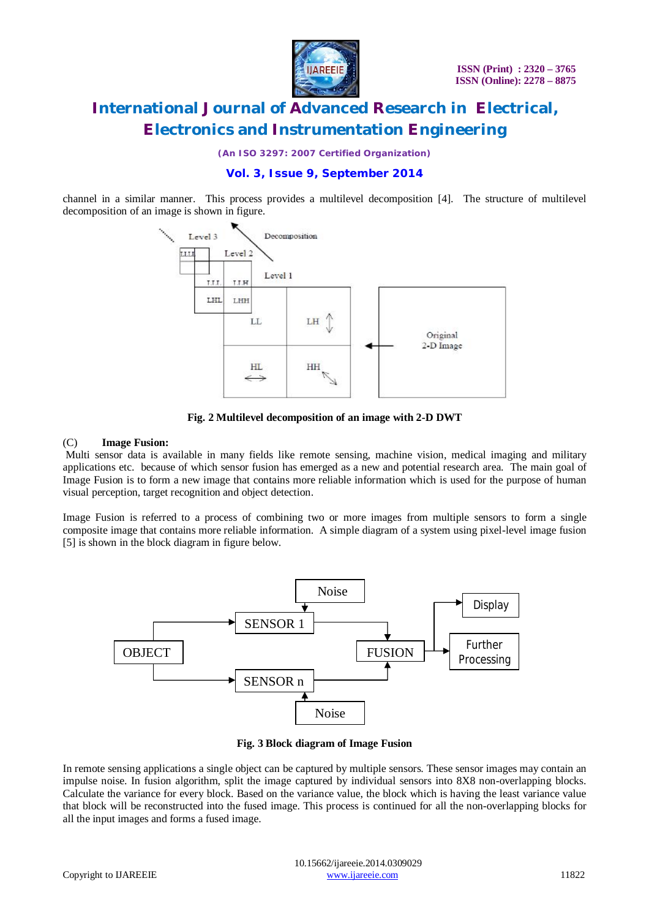channel in a similar manner. This process provides a multilevel decomposition [4]. The structure of multilevel decomposition of an image is shown in figure.

**Fig. 2 Multilevel decomposition of an image with 2-D DWT**

(C) **Image Fusion:**

Multi sensor data is available in many fields like remote sensing, machine vision, medical imaging and military applications etc. because of which sensor fusion has emerged as a new and potential research area. The main goal of Image Fusion is to form a new image that contains more reliable information which is used for the purpose of human visual perception, target recognition and object detection.

Image Fusion is referred to a process of combining two or more images from multiple sensors to form a single composite image that contains more reliable information. A simple diagram of a system using pixel-level image fusion [5] is shown in the block diagram in figure below.

**Fig. 3 Block diagram of Image Fusion**

In remote sensing applications a single object can be captured by multiple sensors. These sensor images may contain an impulse noise. In fusion algorithm, split the image captured by individual sensors into 8X8 non-overlapping blocks. Calculate the variance for every block. Based on the variance value, the block which is having the least variance value that block will be reconstructed into the fused image. This process is continued for all the non-overlapping blocks for all the input images and forms a fused image.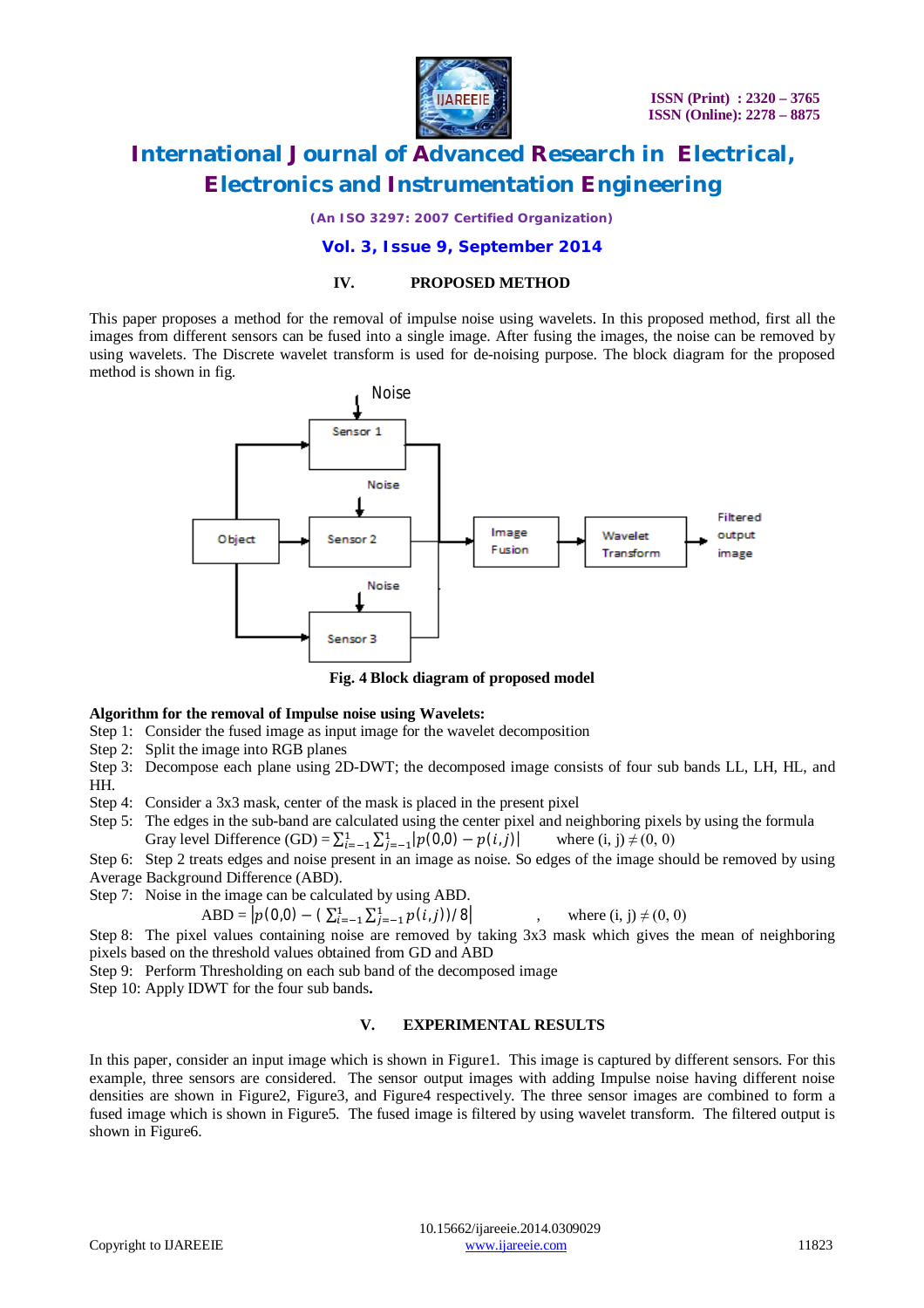## IV. PROPOSED METHOD

This paper proposes a method for the removal of impulse noise using wavelets. In this proposed method, first all the images from different sensors can be fused into a single image. After fusing the images, the noise can be removed by using wavelets. The Discrete wavelet transform is used for de-noising purpose. The block diagram for the proposed method is shown in fig.

Fig. 4 Block diagram of proposed model

**Algorithm for the removal of Impulse noise using Wavelets:**

Step 1: Consider the fused image as input image for the wavelet decomposition

Step 2: Split the image into RGB planes

Step 3: Decompose each plane using 2D-DWT; the decomposed image consists of four sub bands LL, LH, HL, and HH.

Step 4: Consider a 3x3 mask, center of the mask is placed in the present pixel

Step 5: The edges in the sub-band are calculated using the center pixel and neighboring pixels by using the formula

Gray level Difference (GD) = $\sum_{i=-1}^{1}\sum_{j=-1}^{1}|p(0,0) - p(i,j)|$ where $(i, j) \neq (0, 0)$

Step 6: Step 2 treats edges and noise present in an image as noise. So edges of the image should be removed by using Average Background Difference (ABD).

Step 7: Noise in the image can be calculated by using ABD.

$$\text{ABD} = \left|p(0,0) - \left(\sum_{i=-1}^{1}\sum_{j=-1}^{1} p(i,j)\right)/\,8\right| \quad , \quad \text{where } (i, j) \neq (0, 0)$$

Step 8: The pixel values containing noise are removed by taking 3x3 mask which gives the mean of neighboring pixels based on the threshold values obtained from GD and ABD

Step 9: Perform Thresholding on each sub band of the decomposed image

Step 10: Apply IDWT for the four sub bands**.**

## V. EXPERIMENTAL RESULTS

In this paper, consider an input image which is shown in Figure1. This image is captured by different sensors. For this example, three sensors are considered. The sensor output images with adding Impulse noise having different noise densities are shown in Figure2, Figure3, and Figure4 respectively. The three sensor images are combined to form a fused image which is shown in Figure5. The fused image is filtered by using wavelet transform. The filtered output is shown in Figure6.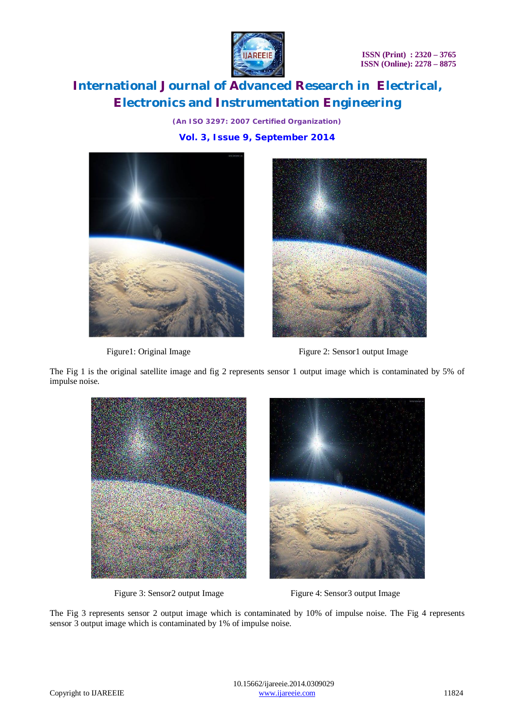Figure1: Original Image

Figure 2: Sensor1 output Image

The Fig 1 is the original satellite image and fig 2 represents sensor 1 output image which is contaminated by 5% of impulse noise.

Figure 3: Sensor2 output Image

Figure 4: Sensor3 output Image

The Fig 3 represents sensor 2 output image which is contaminated by 10% of impulse noise. The Fig 4 represents sensor 3 output image which is contaminated by 1% of impulse noise.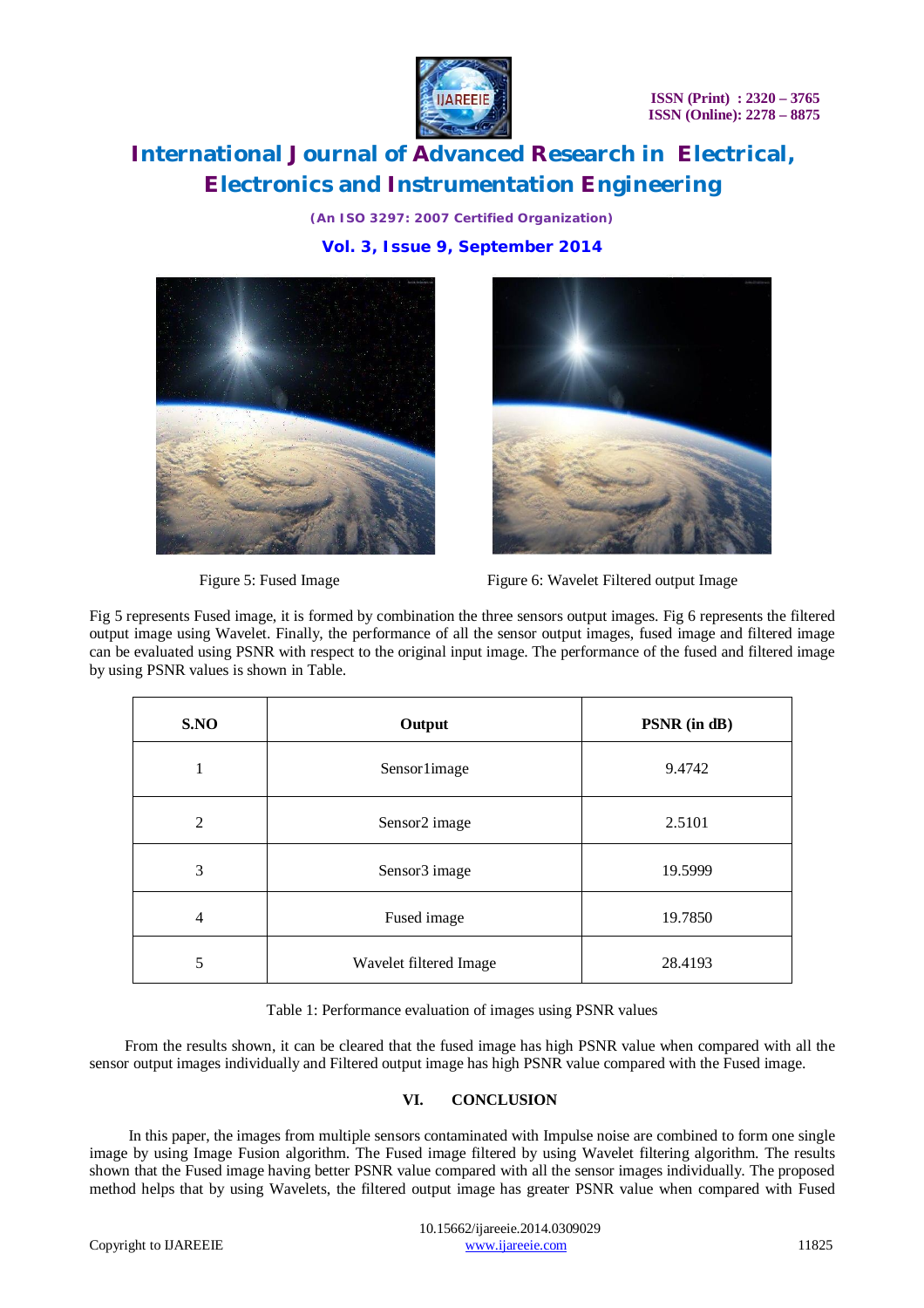Figure 5: Fused Image

Figure 6: Wavelet Filtered output Image

Fig 5 represents Fused image, it is formed by combination the three sensors output images. Fig 6 represents the filtered output image using Wavelet. Finally, the performance of all the sensor output images, fused image and filtered image can be evaluated using PSNR with respect to the original input image. The performance of the fused and filtered image by using PSNR values is shown in Table.

| S.NO | Output | PSNR (in dB) |
|---|---|---|
| 1 | Sensor1image | 9.4742 |
| 2 | Sensor2 image | 2.5101 |
| 3 | Sensor3 image | 19.5999 |
| 4 | Fused image | 19.7850 |
| 5 | Wavelet filtered Image | 28.4193 |

Table 1: Performance evaluation of images using PSNR values

From the results shown, it can be cleared that the fused image has high PSNR value when compared with all the sensor output images individually and Filtered output image has high PSNR value compared with the Fused image.

## VI. CONCLUSION

In this paper, the images from multiple sensors contaminated with Impulse noise are combined to form one single image by using Image Fusion algorithm. The Fused image filtered by using Wavelet filtering algorithm. The results shown that the Fused image having better PSNR value compared with all the sensor images individually. The proposed method helps that by using Wavelets, the filtered output image has greater PSNR value when compared with Fused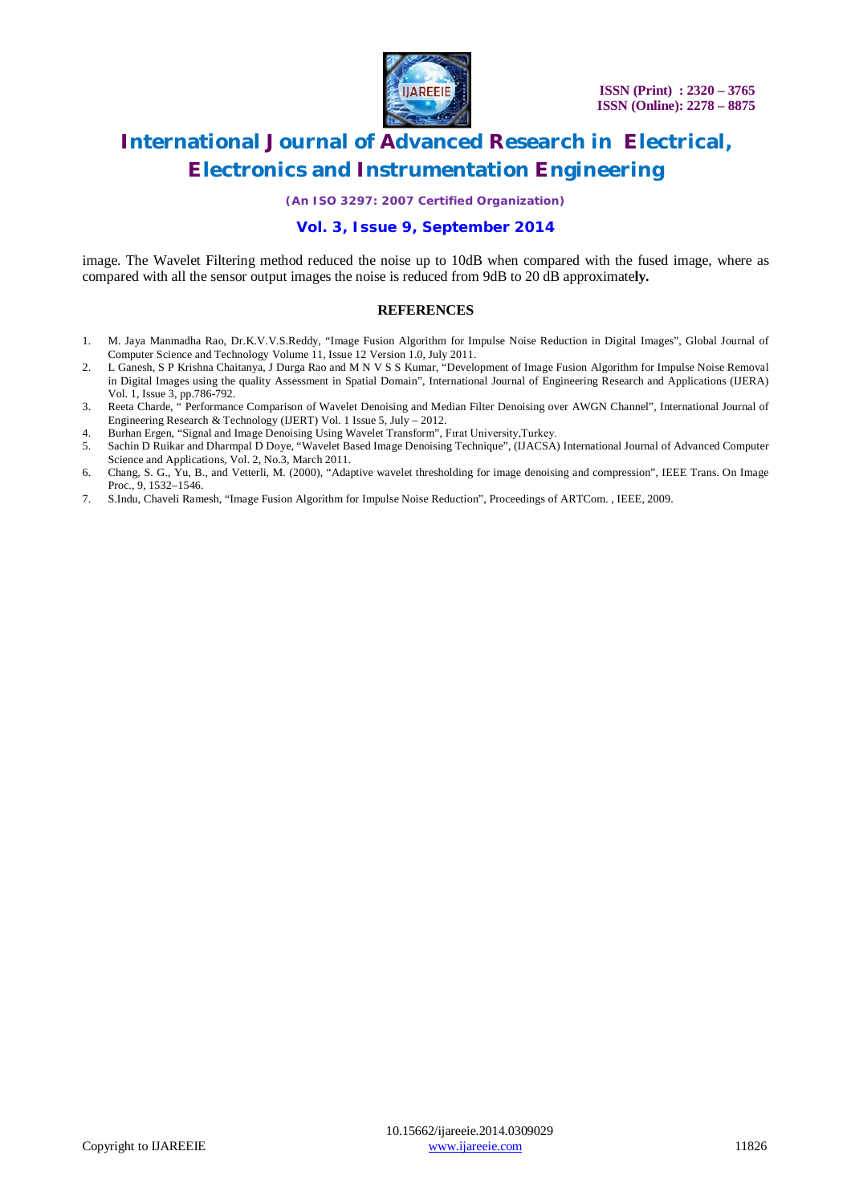image. The Wavelet Filtering method reduced the noise up to 10dB when compared with the fused image, where as compared with all the sensor output images the noise is reduced from 9dB to 20 dB approximate**ly.**

## REFERENCES

1. M. Jaya Manmadha Rao, Dr.K.V.V.S.Reddy, "Image Fusion Algorithm for Impulse Noise Reduction in Digital Images", Global Journal of Computer Science and Technology Volume 11, Issue 12 Version 1.0, July 2011.
2. L Ganesh, S P Krishna Chaitanya, J Durga Rao and M N V S S Kumar, "Development of Image Fusion Algorithm for Impulse Noise Removal in Digital Images using the quality Assessment in Spatial Domain", International Journal of Engineering Research and Applications (IJERA) Vol. 1, Issue 3, pp.786-792.
3. Reeta Charde, " Performance Comparison of Wavelet Denoising and Median Filter Denoising over AWGN Channel", International Journal of Engineering Research & Technology (IJERT) Vol. 1 Issue 5, July – 2012.
4. Burhan Ergen, "Signal and Image Denoising Using Wavelet Transform", Fırat University,Turkey.
5. Sachin D Ruikar and Dharmpal D Doye, "Wavelet Based Image Denoising Technique", (IJACSA) International Journal of Advanced Computer Science and Applications, Vol. 2, No.3, March 2011.
6. Chang, S. G., Yu, B., and Vetterli, M. (2000), "Adaptive wavelet thresholding for image denoising and compression", IEEE Trans. On Image Proc., 9, 1532–1546.
7. S.Indu, Chaveli Ramesh, "Image Fusion Algorithm for Impulse Noise Reduction", Proceedings of ARTCom. , IEEE, 2009.